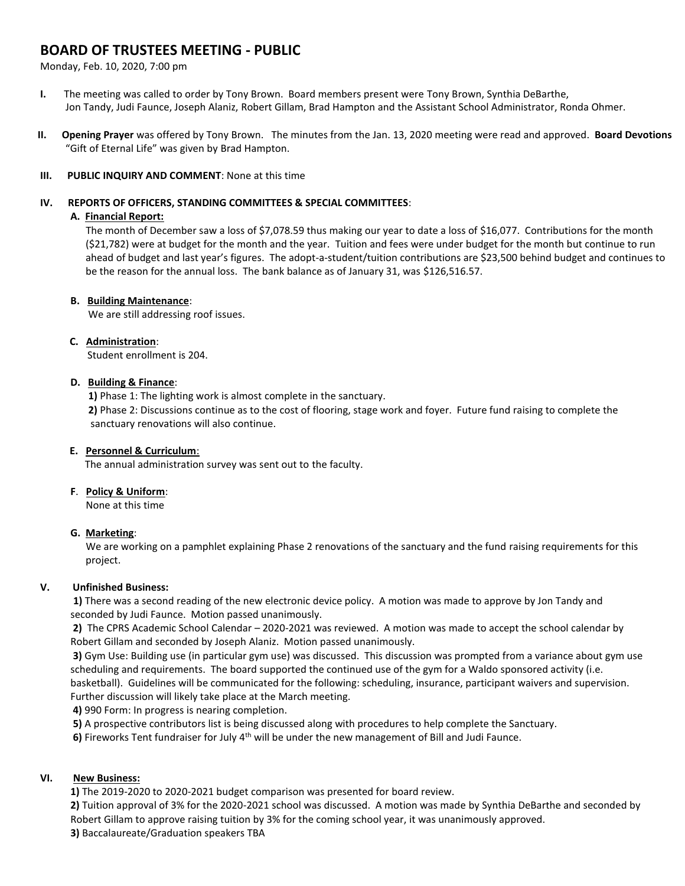# BOARD OF TRUSTEES MEETING - PUBLIC

Monday, Feb. 10, 2020, 7:00 pm

**I.** The meeting was called to order by Tony Brown. Board members present were Tony Brown, Synthia DeBarthe, Jon Tandy, Judi Faunce, Joseph Alaniz, Robert Gillam, Brad Hampton and the Assistant School Administrator, Ronda Ohmer.

**II.** **Opening Prayer** was offered by Tony Brown. The minutes from the Jan. 13, 2020 meeting were read and approved. **Board Devotions** "Gift of Eternal Life" was given by Brad Hampton.

**III.** **PUBLIC INQUIRY AND COMMENT**: None at this time

**IV.** **REPORTS OF OFFICERS, STANDING COMMITTEES & SPECIAL COMMITTEES**:

**A. Financial Report:**

The month of December saw a loss of $7,078.59 thus making our year to date a loss of $16,077. Contributions for the month ($21,782) were at budget for the month and the year. Tuition and fees were under budget for the month but continue to run ahead of budget and last year's figures. The adopt-a-student/tuition contributions are $23,500 behind budget and continues to be the reason for the annual loss. The bank balance as of January 31, was $126,516.57.

**B. Building Maintenance**:

We are still addressing roof issues.

**C. Administration**:

Student enrollment is 204.

**D. Building & Finance**:

**1)** Phase 1: The lighting work is almost complete in the sanctuary.

**2)** Phase 2: Discussions continue as to the cost of flooring, stage work and foyer. Future fund raising to complete the sanctuary renovations will also continue.

**E. Personnel & Curriculum**:

The annual administration survey was sent out to the faculty.

**F. Policy & Uniform**:

None at this time

**G. Marketing**:

We are working on a pamphlet explaining Phase 2 renovations of the sanctuary and the fund raising requirements for this project.

**V.** **Unfinished Business:**

**1)** There was a second reading of the new electronic device policy. A motion was made to approve by Jon Tandy and seconded by Judi Faunce. Motion passed unanimously.

**2)** The CPRS Academic School Calendar – 2020-2021 was reviewed. A motion was made to accept the school calendar by Robert Gillam and seconded by Joseph Alaniz. Motion passed unanimously.

**3)** Gym Use: Building use (in particular gym use) was discussed. This discussion was prompted from a variance about gym use scheduling and requirements. The board supported the continued use of the gym for a Waldo sponsored activity (i.e. basketball). Guidelines will be communicated for the following: scheduling, insurance, participant waivers and supervision. Further discussion will likely take place at the March meeting.

**4)** 990 Form: In progress is nearing completion.

**5)** A prospective contributors list is being discussed along with procedures to help complete the Sanctuary.

**6)** Fireworks Tent fundraiser for July 4th will be under the new management of Bill and Judi Faunce.

**VI.** **New Business:**

**1)** The 2019-2020 to 2020-2021 budget comparison was presented for board review.

**2)** Tuition approval of 3% for the 2020-2021 school was discussed. A motion was made by Synthia DeBarthe and seconded by Robert Gillam to approve raising tuition by 3% for the coming school year, it was unanimously approved.

**3)** Baccalaureate/Graduation speakers TBA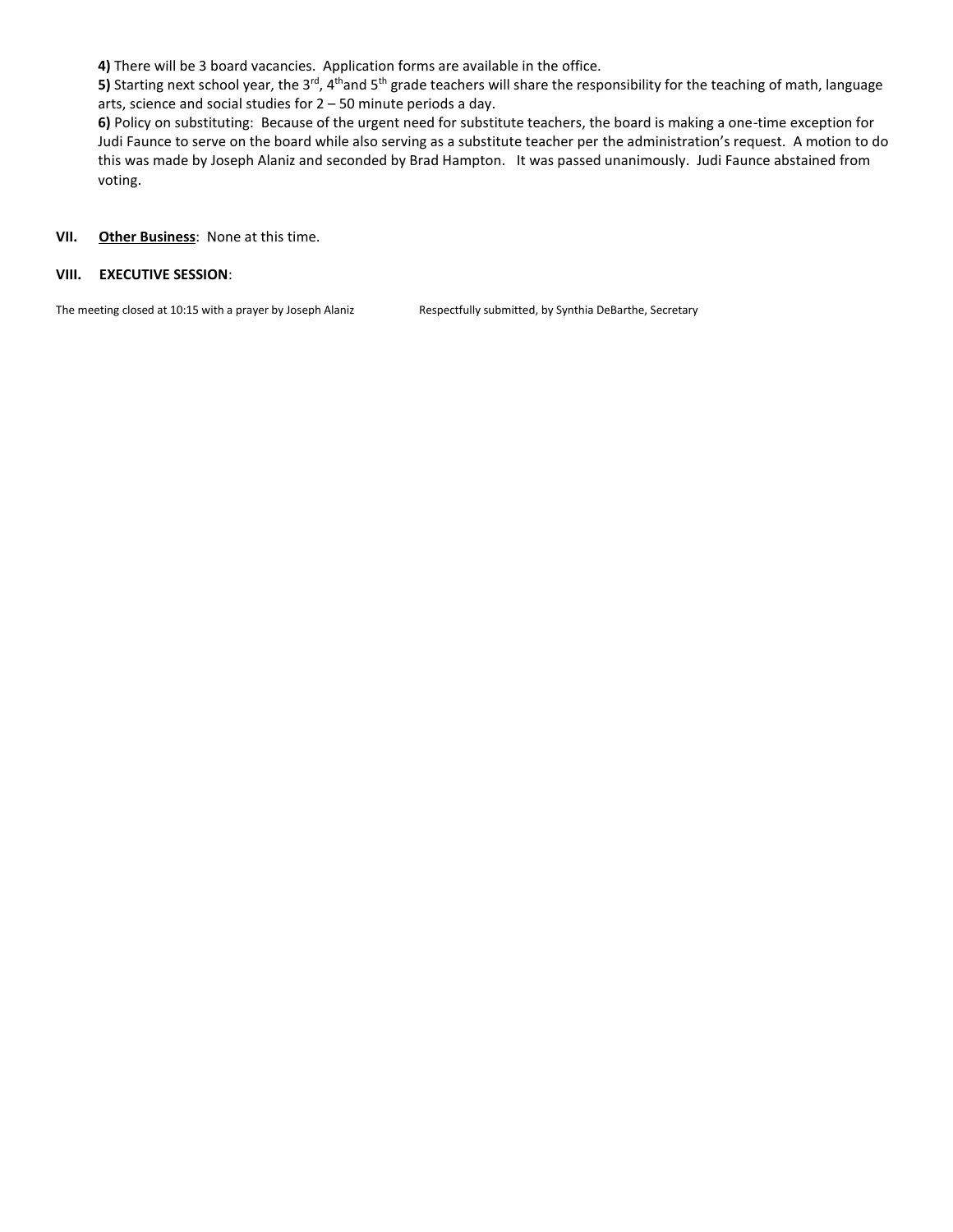**4)** There will be 3 board vacancies. Application forms are available in the office.

**5)** Starting next school year, the 3rd, 4th and 5th grade teachers will share the responsibility for the teaching of math, language arts, science and social studies for 2 – 50 minute periods a day.

**6)** Policy on substituting: Because of the urgent need for substitute teachers, the board is making a one-time exception for Judi Faunce to serve on the board while also serving as a substitute teacher per the administration's request. A motion to do this was made by Joseph Alaniz and seconded by Brad Hampton. It was passed unanimously. Judi Faunce abstained from voting.

**VII. Other Business**: None at this time.

**VIII. EXECUTIVE SESSION**:

The meeting closed at 10:15 with a prayer by Joseph Alaniz

Respectfully submitted, by Synthia DeBarthe, Secretary